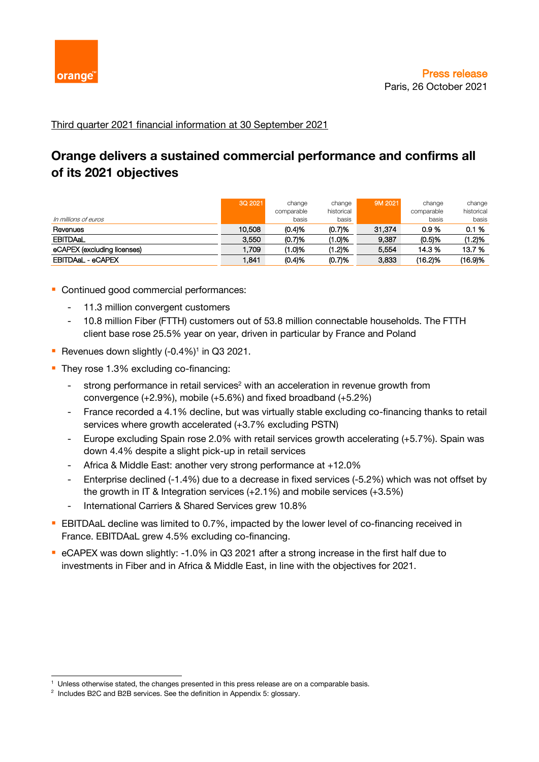Press release

Paris, 26 October 2021

Third quarter 2021 financial information at 30 September 2021

# Orange delivers a sustained commercial performance and confirms all of its 2021 objectives

| *In millions of euros* | 3Q 2021 | change comparable basis | change historical basis | 9M 2021 | change comparable basis | change historical basis |
|---|---|---|---|---|---|---|
| Revenues | 10,508 | (0.4)% | (0.7)% | 31,374 | 0.9 % | 0.1 % |
| EBITDAaL | 3,550 | (0.7)% | (1.0)% | 9,387 | (0.5)% | (1.2)% |
| eCAPEX (excluding licenses) | 1,709 | (1.0)% | (1.2)% | 5,554 | 14.3 % | 13.7 % |
| EBITDAaL - eCAPEX | 1,841 | (0.4)% | (0.7)% | 3,833 | (16.2)% | (16.9)% |

- Continued good commercial performances:
  - 11.3 million convergent customers
  - 10.8 million Fiber (FTTH) customers out of 53.8 million connectable households. The FTTH client base rose 25.5% year on year, driven in particular by France and Poland
- Revenues down slightly (-0.4%)[1] in Q3 2021.
- They rose 1.3% excluding co-financing:
  - strong performance in retail services[2] with an acceleration in revenue growth from convergence (+2.9%), mobile (+5.6%) and fixed broadband (+5.2%)
  - France recorded a 4.1% decline, but was virtually stable excluding co-financing thanks to retail services where growth accelerated (+3.7% excluding PSTN)
  - Europe excluding Spain rose 2.0% with retail services growth accelerating (+5.7%). Spain was down 4.4% despite a slight pick-up in retail services
  - Africa & Middle East: another very strong performance at +12.0%
  - Enterprise declined (-1.4%) due to a decrease in fixed services (-5.2%) which was not offset by the growth in IT & Integration services (+2.1%) and mobile services (+3.5%)
  - International Carriers & Shared Services grew 10.8%
- EBITDAaL decline was limited to 0.7%, impacted by the lower level of co-financing received in France. EBITDAaL grew 4.5% excluding co-financing.
- eCAPEX was down slightly: -1.0% in Q3 2021 after a strong increase in the first half due to investments in Fiber and in Africa & Middle East, in line with the objectives for 2021.

---

[1] Unless otherwise stated, the changes presented in this press release are on a comparable basis.

[2] Includes B2C and B2B services. See the definition in Appendix 5: glossary.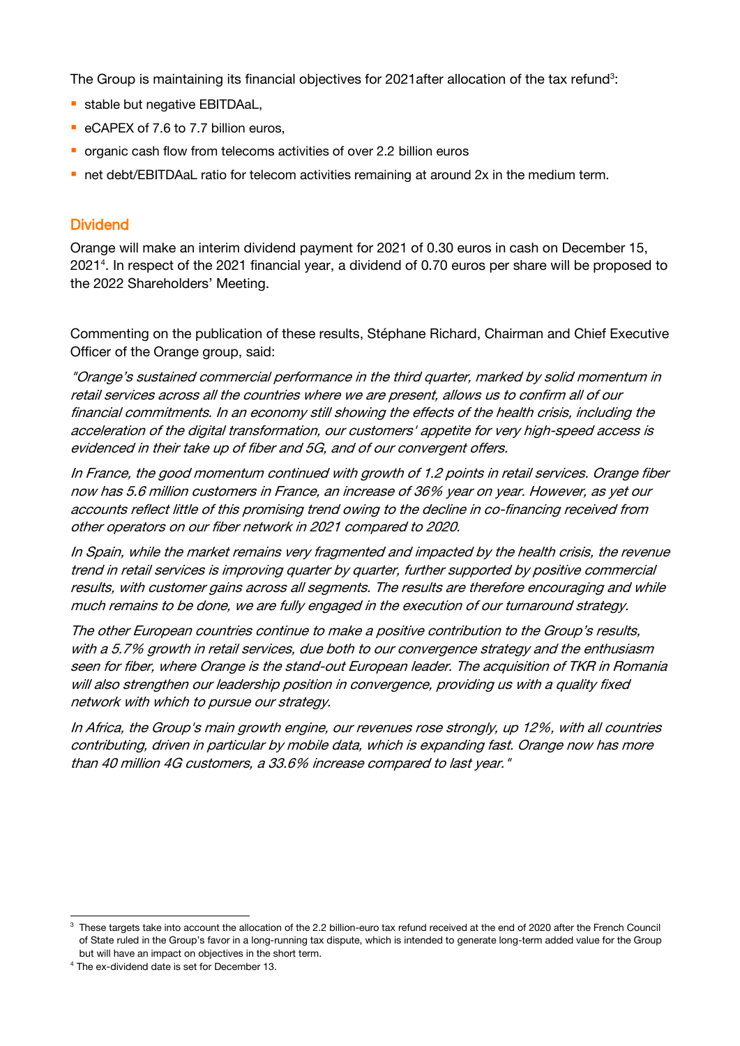The Group is maintaining its financial objectives for 2021after allocation of the tax refund[3]:

- stable but negative EBITDAaL,
- eCAPEX of 7.6 to 7.7 billion euros,
- organic cash flow from telecoms activities of over 2.2 billion euros
- net debt/EBITDAaL ratio for telecom activities remaining at around 2x in the medium term.

## Dividend

Orange will make an interim dividend payment for 2021 of 0.30 euros in cash on December 15, 2021[4]. In respect of the 2021 financial year, a dividend of 0.70 euros per share will be proposed to the 2022 Shareholders' Meeting.

Commenting on the publication of these results, Stéphane Richard, Chairman and Chief Executive Officer of the Orange group, said:

*"Orange's sustained commercial performance in the third quarter, marked by solid momentum in retail services across all the countries where we are present, allows us to confirm all of our financial commitments. In an economy still showing the effects of the health crisis, including the acceleration of the digital transformation, our customers' appetite for very high-speed access is evidenced in their take up of fiber and 5G, and of our convergent offers.*

*In France, the good momentum continued with growth of 1.2 points in retail services. Orange fiber now has 5.6 million customers in France, an increase of 36% year on year. However, as yet our accounts reflect little of this promising trend owing to the decline in co-financing received from other operators on our fiber network in 2021 compared to 2020.*

*In Spain, while the market remains very fragmented and impacted by the health crisis, the revenue trend in retail services is improving quarter by quarter, further supported by positive commercial results, with customer gains across all segments. The results are therefore encouraging and while much remains to be done, we are fully engaged in the execution of our turnaround strategy.*

*The other European countries continue to make a positive contribution to the Group's results, with a 5.7% growth in retail services, due both to our convergence strategy and the enthusiasm seen for fiber, where Orange is the stand-out European leader. The acquisition of TKR in Romania will also strengthen our leadership position in convergence, providing us with a quality fixed network with which to pursue our strategy.*

*In Africa, the Group's main growth engine, our revenues rose strongly, up 12%, with all countries contributing, driven in particular by mobile data, which is expanding fast. Orange now has more than 40 million 4G customers, a 33.6% increase compared to last year."*

---

[3] These targets take into account the allocation of the 2.2 billion-euro tax refund received at the end of 2020 after the French Council of State ruled in the Group's favor in a long-running tax dispute, which is intended to generate long-term added value for the Group but will have an impact on objectives in the short term.

[4] The ex-dividend date is set for December 13.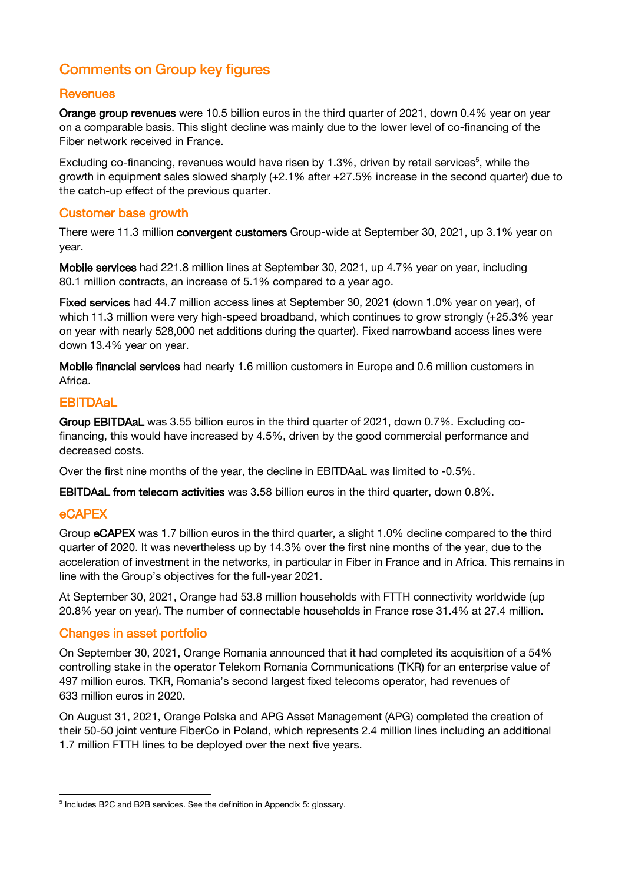## Comments on Group key figures

### Revenues

**Orange group revenues** were 10.5 billion euros in the third quarter of 2021, down 0.4% year on year on a comparable basis. This slight decline was mainly due to the lower level of co-financing of the Fiber network received in France.

Excluding co-financing, revenues would have risen by 1.3%, driven by retail services[5], while the growth in equipment sales slowed sharply (+2.1% after +27.5% increase in the second quarter) due to the catch-up effect of the previous quarter.

### Customer base growth

There were 11.3 million **convergent customers** Group-wide at September 30, 2021, up 3.1% year on year.

**Mobile services** had 221.8 million lines at September 30, 2021, up 4.7% year on year, including 80.1 million contracts, an increase of 5.1% compared to a year ago.

**Fixed services** had 44.7 million access lines at September 30, 2021 (down 1.0% year on year), of which 11.3 million were very high-speed broadband, which continues to grow strongly (+25.3% year on year with nearly 528,000 net additions during the quarter). Fixed narrowband access lines were down 13.4% year on year.

**Mobile financial services** had nearly 1.6 million customers in Europe and 0.6 million customers in Africa.

### EBITDAaL

**Group EBITDAaL** was 3.55 billion euros in the third quarter of 2021, down 0.7%. Excluding co-financing, this would have increased by 4.5%, driven by the good commercial performance and decreased costs.

Over the first nine months of the year, the decline in EBITDAaL was limited to -0.5%.

**EBITDAaL from telecom activities** was 3.58 billion euros in the third quarter, down 0.8%.

### eCAPEX

Group **eCAPEX** was 1.7 billion euros in the third quarter, a slight 1.0% decline compared to the third quarter of 2020. It was nevertheless up by 14.3% over the first nine months of the year, due to the acceleration of investment in the networks, in particular in Fiber in France and in Africa. This remains in line with the Group's objectives for the full-year 2021.

At September 30, 2021, Orange had 53.8 million households with FTTH connectivity worldwide (up 20.8% year on year). The number of connectable households in France rose 31.4% at 27.4 million.

### Changes in asset portfolio

On September 30, 2021, Orange Romania announced that it had completed its acquisition of a 54% controlling stake in the operator Telekom Romania Communications (TKR) for an enterprise value of 497 million euros. TKR, Romania's second largest fixed telecoms operator, had revenues of 633 million euros in 2020.

On August 31, 2021, Orange Polska and APG Asset Management (APG) completed the creation of their 50-50 joint venture FiberCo in Poland, which represents 2.4 million lines including an additional 1.7 million FTTH lines to be deployed over the next five years.

[5] Includes B2C and B2B services. See the definition in Appendix 5: glossary.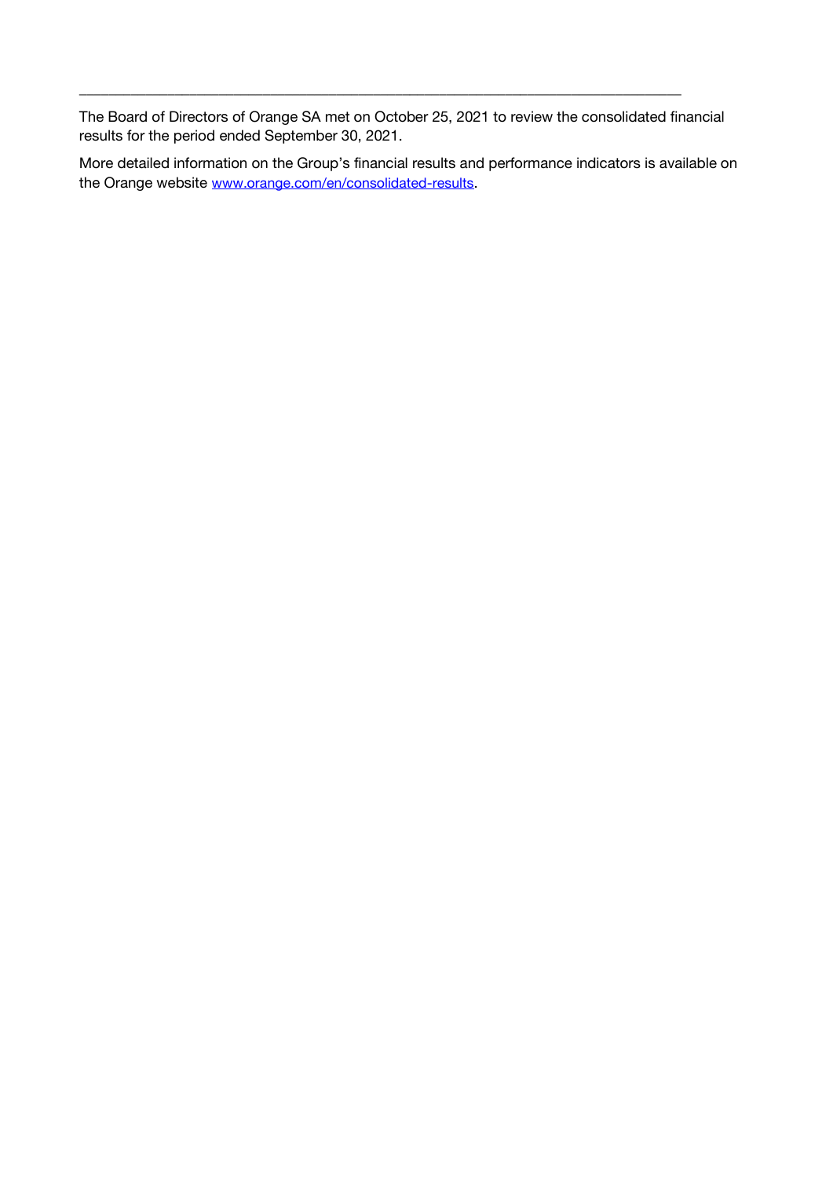---

The Board of Directors of Orange SA met on October 25, 2021 to review the consolidated financial results for the period ended September 30, 2021.

More detailed information on the Group's financial results and performance indicators is available on the Orange website [www.orange.com/en/consolidated-results](http://www.orange.com/en/consolidated-results).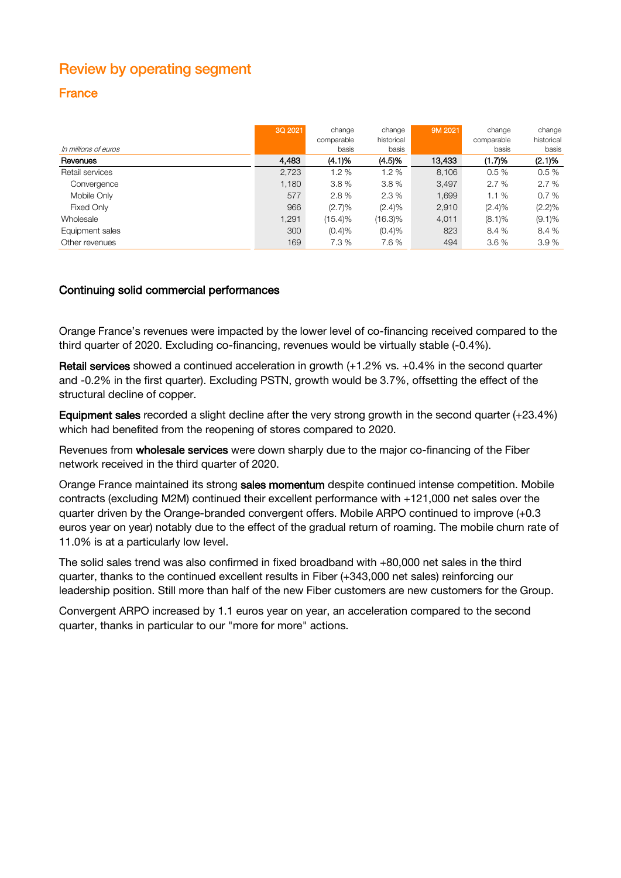# Review by operating segment

## France

| *In millions of euros* | 3Q 2021 | change comparable basis | change historical basis | 9M 2021 | change comparable basis | change historical basis |
|---|---|---|---|---|---|---|
| **Revenues** | **4,483** | **(4.1)%** | **(4.5)%** | **13,433** | **(1.7)%** | **(2.1)%** |
| Retail services | 2,723 | 1.2 % | 1.2 % | 8,106 | 0.5 % | 0.5 % |
| Convergence | 1,180 | 3.8 % | 3.8 % | 3,497 | 2.7 % | 2.7 % |
| Mobile Only | 577 | 2.8 % | 2.3 % | 1,699 | 1.1 % | 0.7 % |
| Fixed Only | 966 | (2.7)% | (2.4)% | 2,910 | (2.4)% | (2.2)% |
| Wholesale | 1,291 | (15.4)% | (16.3)% | 4,011 | (8.1)% | (9.1)% |
| Equipment sales | 300 | (0.4)% | (0.4)% | 823 | 8.4 % | 8.4 % |
| Other revenues | 169 | 7.3 % | 7.6 % | 494 | 3.6 % | 3.9 % |

### Continuing solid commercial performances

Orange France's revenues were impacted by the lower level of co-financing received compared to the third quarter of 2020. Excluding co-financing, revenues would be virtually stable (-0.4%).

**Retail services** showed a continued acceleration in growth (+1.2% vs. +0.4% in the second quarter and -0.2% in the first quarter). Excluding PSTN, growth would be 3.7%, offsetting the effect of the structural decline of copper.

**Equipment sales** recorded a slight decline after the very strong growth in the second quarter (+23.4%) which had benefited from the reopening of stores compared to 2020.

Revenues from **wholesale services** were down sharply due to the major co-financing of the Fiber network received in the third quarter of 2020.

Orange France maintained its strong **sales momentum** despite continued intense competition. Mobile contracts (excluding M2M) continued their excellent performance with +121,000 net sales over the quarter driven by the Orange-branded convergent offers. Mobile ARPO continued to improve (+0.3 euros year on year) notably due to the effect of the gradual return of roaming. The mobile churn rate of 11.0% is at a particularly low level.

The solid sales trend was also confirmed in fixed broadband with +80,000 net sales in the third quarter, thanks to the continued excellent results in Fiber (+343,000 net sales) reinforcing our leadership position. Still more than half of the new Fiber customers are new customers for the Group.

Convergent ARPO increased by 1.1 euros year on year, an acceleration compared to the second quarter, thanks in particular to our "more for more" actions.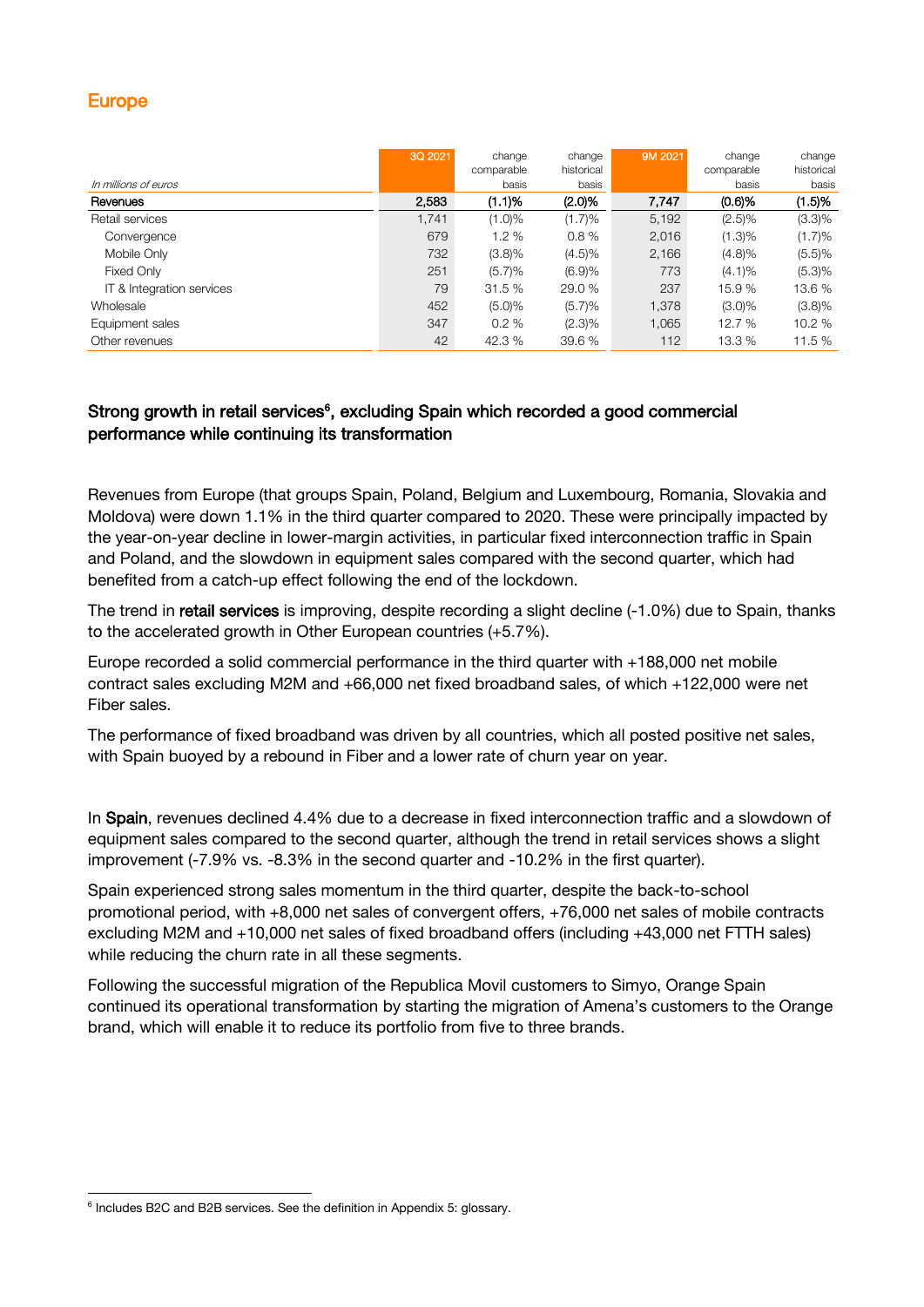## Europe

| In millions of euros | 3Q 2021 | change comparable basis | change historical basis | 9M 2021 | change comparable basis | change historical basis |
|---|---|---|---|---|---|---|
| **Revenues** | **2,583** | **(1.1)%** | **(2.0)%** | **7,747** | **(0.6)%** | **(1.5)%** |
| Retail services | 1,741 | (1.0)% | (1.7)% | 5,192 | (2.5)% | (3.3)% |
| Convergence | 679 | 1.2 % | 0.8 % | 2,016 | (1.3)% | (1.7)% |
| Mobile Only | 732 | (3.8)% | (4.5)% | 2,166 | (4.8)% | (5.5)% |
| Fixed Only | 251 | (5.7)% | (6.9)% | 773 | (4.1)% | (5.3)% |
| IT & Integration services | 79 | 31.5 % | 29.0 % | 237 | 15.9 % | 13.6 % |
| Wholesale | 452 | (5.0)% | (5.7)% | 1,378 | (3.0)% | (3.8)% |
| Equipment sales | 347 | 0.2 % | (2.3)% | 1,065 | 12.7 % | 10.2 % |
| Other revenues | 42 | 42.3 % | 39.6 % | 112 | 13.3 % | 11.5 % |

### Strong growth in retail services[6], excluding Spain which recorded a good commercial performance while continuing its transformation

Revenues from Europe (that groups Spain, Poland, Belgium and Luxembourg, Romania, Slovakia and Moldova) were down 1.1% in the third quarter compared to 2020. These were principally impacted by the year-on-year decline in lower-margin activities, in particular fixed interconnection traffic in Spain and Poland, and the slowdown in equipment sales compared with the second quarter, which had benefited from a catch-up effect following the end of the lockdown.

The trend in **retail services** is improving, despite recording a slight decline (-1.0%) due to Spain, thanks to the accelerated growth in Other European countries (+5.7%).

Europe recorded a solid commercial performance in the third quarter with +188,000 net mobile contract sales excluding M2M and +66,000 net fixed broadband sales, of which +122,000 were net Fiber sales.

The performance of fixed broadband was driven by all countries, which all posted positive net sales, with Spain buoyed by a rebound in Fiber and a lower rate of churn year on year.

In **Spain**, revenues declined 4.4% due to a decrease in fixed interconnection traffic and a slowdown of equipment sales compared to the second quarter, although the trend in retail services shows a slight improvement (-7.9% vs. -8.3% in the second quarter and -10.2% in the first quarter).

Spain experienced strong sales momentum in the third quarter, despite the back-to-school promotional period, with +8,000 net sales of convergent offers, +76,000 net sales of mobile contracts excluding M2M and +10,000 net sales of fixed broadband offers (including +43,000 net FTTH sales) while reducing the churn rate in all these segments.

Following the successful migration of the Republica Movil customers to Simyo, Orange Spain continued its operational transformation by starting the migration of Amena's customers to the Orange brand, which will enable it to reduce its portfolio from five to three brands.

[6] Includes B2C and B2B services. See the definition in Appendix 5: glossary.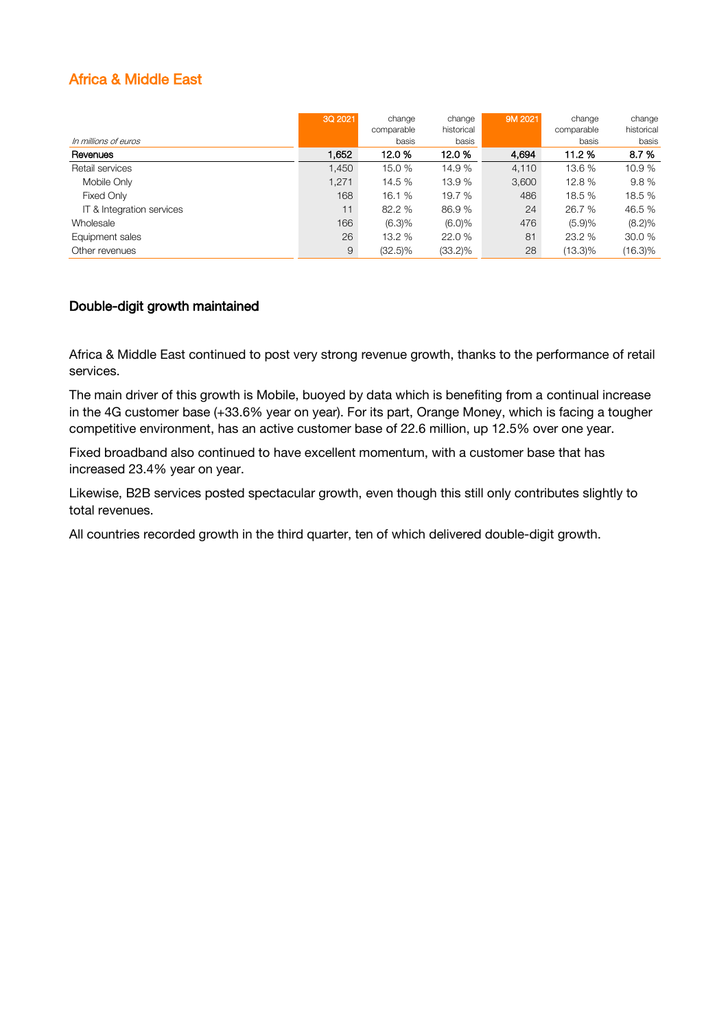## Africa & Middle East

| In millions of euros | 3Q 2021 | change comparable basis | change historical basis | 9M 2021 | change comparable basis | change historical basis |
|---|---|---|---|---|---|---|
| **Revenues** | **1,652** | **12.0 %** | **12.0 %** | **4,694** | **11.2 %** | **8.7 %** |
| Retail services | 1,450 | 15.0 % | 14.9 % | 4,110 | 13.6 % | 10.9 % |
| Mobile Only | 1,271 | 14.5 % | 13.9 % | 3,600 | 12.8 % | 9.8 % |
| Fixed Only | 168 | 16.1 % | 19.7 % | 486 | 18.5 % | 18.5 % |
| IT & Integration services | 11 | 82.2 % | 86.9 % | 24 | 26.7 % | 46.5 % |
| Wholesale | 166 | (6.3)% | (6.0)% | 476 | (5.9)% | (8.2)% |
| Equipment sales | 26 | 13.2 % | 22.0 % | 81 | 23.2 % | 30.0 % |
| Other revenues | 9 | (32.5)% | (33.2)% | 28 | (13.3)% | (16.3)% |

### Double-digit growth maintained

Africa & Middle East continued to post very strong revenue growth, thanks to the performance of retail services.

The main driver of this growth is Mobile, buoyed by data which is benefiting from a continual increase in the 4G customer base (+33.6% year on year). For its part, Orange Money, which is facing a tougher competitive environment, has an active customer base of 22.6 million, up 12.5% over one year.

Fixed broadband also continued to have excellent momentum, with a customer base that has increased 23.4% year on year.

Likewise, B2B services posted spectacular growth, even though this still only contributes slightly to total revenues.

All countries recorded growth in the third quarter, ten of which delivered double-digit growth.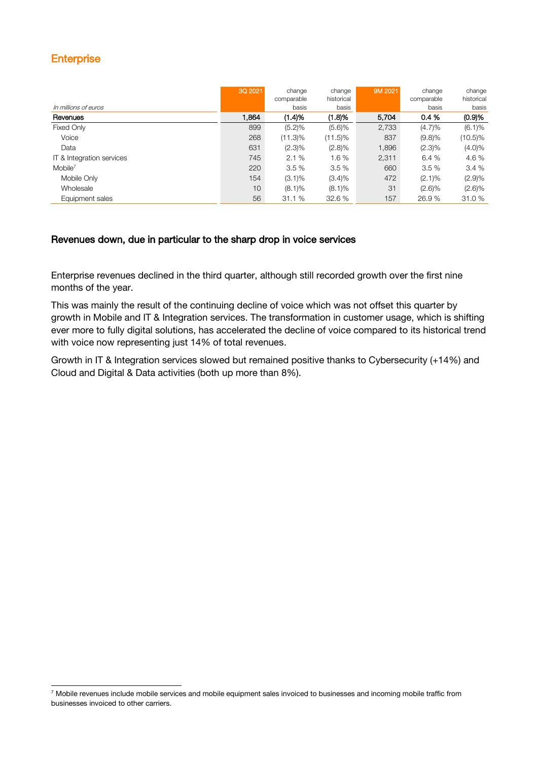## Enterprise

| In millions of euros | 3Q 2021 | change comparable basis | change historical basis | 9M 2021 | change comparable basis | change historical basis |
|---|---|---|---|---|---|---|
| **Revenues** | **1,864** | **(1.4)%** | **(1.8)%** | **5,704** | **0.4 %** | **(0.9)%** |
| Fixed Only | 899 | (5.2)% | (5.6)% | 2,733 | (4.7)% | (6.1)% |
| Voice | 268 | (11.3)% | (11.5)% | 837 | (9.8)% | (10.5)% |
| Data | 631 | (2.3)% | (2.8)% | 1,896 | (2.3)% | (4.0)% |
| IT & Integration services | 745 | 2.1 % | 1.6 % | 2,311 | 6.4 % | 4.6 % |
| Mobile[7] | 220 | 3.5 % | 3.5 % | 660 | 3.5 % | 3.4 % |
| Mobile Only | 154 | (3.1)% | (3.4)% | 472 | (2.1)% | (2.9)% |
| Wholesale | 10 | (8.1)% | (8.1)% | 31 | (2.6)% | (2.6)% |
| Equipment sales | 56 | 31.1 % | 32.6 % | 157 | 26.9 % | 31.0 % |

### Revenues down, due in particular to the sharp drop in voice services

Enterprise revenues declined in the third quarter, although still recorded growth over the first nine months of the year.

This was mainly the result of the continuing decline of voice which was not offset this quarter by growth in Mobile and IT & Integration services. The transformation in customer usage, which is shifting ever more to fully digital solutions, has accelerated the decline of voice compared to its historical trend with voice now representing just 14% of total revenues.

Growth in IT & Integration services slowed but remained positive thanks to Cybersecurity (+14%) and Cloud and Digital & Data activities (both up more than 8%).

[7] Mobile revenues include mobile services and mobile equipment sales invoiced to businesses and incoming mobile traffic from businesses invoiced to other carriers.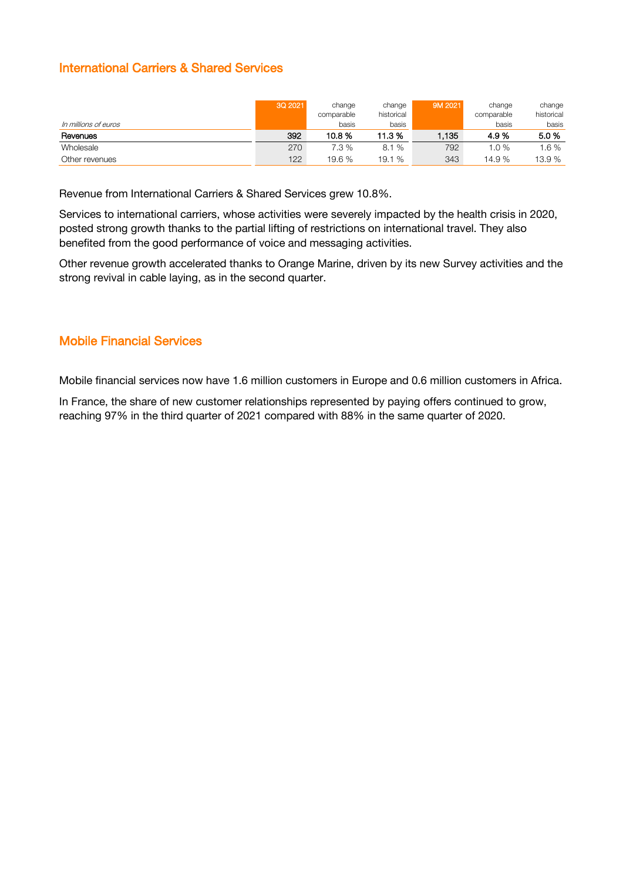## International Carriers & Shared Services

| *In millions of euros* | 3Q 2021 | change comparable basis | change historical basis | 9M 2021 | change comparable basis | change historical basis |
|---|---|---|---|---|---|---|
| **Revenues** | **392** | **10.8 %** | **11.3 %** | **1,135** | **4.9 %** | **5.0 %** |
| Wholesale | 270 | 7.3 % | 8.1 % | 792 | 1.0 % | 1.6 % |
| Other revenues | 122 | 19.6 % | 19.1 % | 343 | 14.9 % | 13.9 % |

Revenue from International Carriers & Shared Services grew 10.8%.

Services to international carriers, whose activities were severely impacted by the health crisis in 2020, posted strong growth thanks to the partial lifting of restrictions on international travel. They also benefited from the good performance of voice and messaging activities.

Other revenue growth accelerated thanks to Orange Marine, driven by its new Survey activities and the strong revival in cable laying, as in the second quarter.

## Mobile Financial Services

Mobile financial services now have 1.6 million customers in Europe and 0.6 million customers in Africa.

In France, the share of new customer relationships represented by paying offers continued to grow, reaching 97% in the third quarter of 2021 compared with 88% in the same quarter of 2020.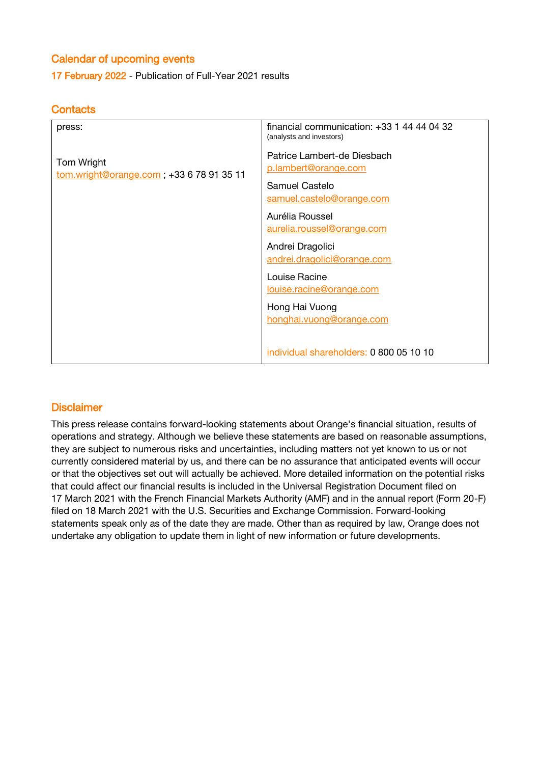## Calendar of upcoming events

**17 February 2022** - Publication of Full-Year 2021 results

## Contacts

| press: | financial communication: +33 1 44 44 04 32 (analysts and investors) |
|---|---|
| Tom Wright<br>tom.wright@orange.com ; +33 6 78 91 35 11 | Patrice Lambert-de Diesbach<br>p.lambert@orange.com<br><br>Samuel Castelo<br>samuel.castelo@orange.com<br><br>Aurélia Roussel<br>aurelia.roussel@orange.com<br><br>Andrei Dragolici<br>andrei.dragolici@orange.com<br><br>Louise Racine<br>louise.racine@orange.com<br><br>Hong Hai Vuong<br>honghai.vuong@orange.com<br><br>individual shareholders: 0 800 05 10 10 |

## Disclaimer

This press release contains forward-looking statements about Orange's financial situation, results of operations and strategy. Although we believe these statements are based on reasonable assumptions, they are subject to numerous risks and uncertainties, including matters not yet known to us or not currently considered material by us, and there can be no assurance that anticipated events will occur or that the objectives set out will actually be achieved. More detailed information on the potential risks that could affect our financial results is included in the Universal Registration Document filed on 17 March 2021 with the French Financial Markets Authority (AMF) and in the annual report (Form 20-F) filed on 18 March 2021 with the U.S. Securities and Exchange Commission. Forward-looking statements speak only as of the date they are made. Other than as required by law, Orange does not undertake any obligation to update them in light of new information or future developments.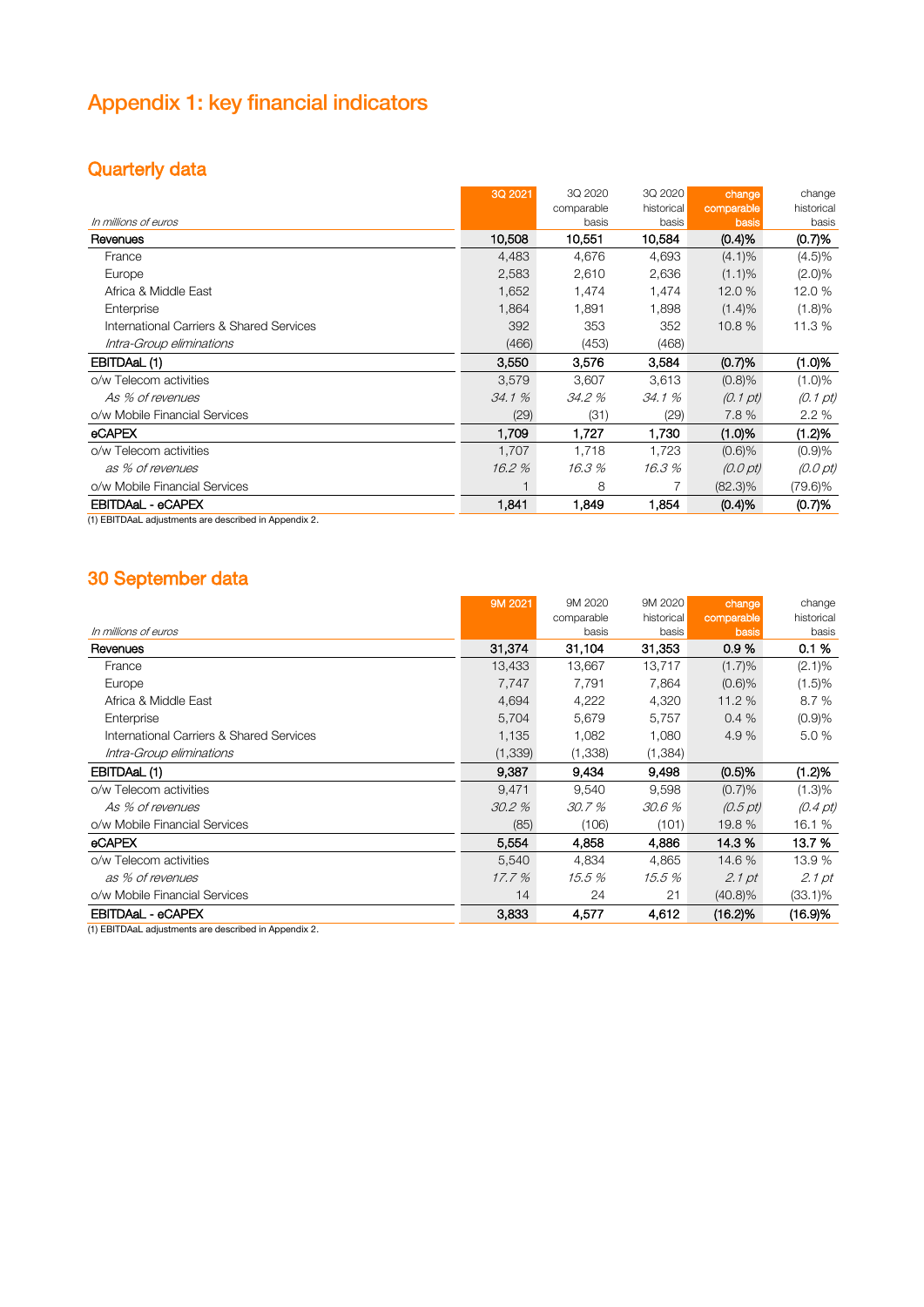# Appendix 1: key financial indicators

## Quarterly data

| *In millions of euros* | 3Q 2021 | 3Q 2020 comparable basis | 3Q 2020 historical basis | change comparable basis | change historical basis |
|---|---|---|---|---|---|
| **Revenues** | **10,508** | **10,551** | **10,584** | **(0.4)%** | **(0.7)%** |
| France | 4,483 | 4,676 | 4,693 | (4.1)% | (4.5)% |
| Europe | 2,583 | 2,610 | 2,636 | (1.1)% | (2.0)% |
| Africa & Middle East | 1,652 | 1,474 | 1,474 | 12.0 % | 12.0 % |
| Enterprise | 1,864 | 1,891 | 1,898 | (1.4)% | (1.8)% |
| International Carriers & Shared Services | 392 | 353 | 352 | 10.8 % | 11.3 % |
| *Intra-Group eliminations* | (466) | (453) | (468) | | |
| **EBITDAaL (1)** | **3,550** | **3,576** | **3,584** | **(0.7)%** | **(1.0)%** |
| o/w Telecom activities | 3,579 | 3,607 | 3,613 | (0.8)% | (1.0)% |
| *As % of revenues* | *34.1 %* | *34.2 %* | *34.1 %* | *(0.1 pt)* | *(0.1 pt)* |
| o/w Mobile Financial Services | (29) | (31) | (29) | 7.8 % | 2.2 % |
| **eCAPEX** | **1,709** | **1,727** | **1,730** | **(1.0)%** | **(1.2)%** |
| o/w Telecom activities | 1,707 | 1,718 | 1,723 | (0.6)% | (0.9)% |
| *as % of revenues* | *16.2 %* | *16.3 %* | *16.3 %* | *(0.0 pt)* | *(0.0 pt)* |
| o/w Mobile Financial Services | 1 | 8 | 7 | (82.3)% | (79.6)% |
| **EBITDAaL - eCAPEX** | **1,841** | **1,849** | **1,854** | **(0.4)%** | **(0.7)%** |

(1) EBITDAaL adjustments are described in Appendix 2.

## 30 September data

| *In millions of euros* | 9M 2021 | 9M 2020 comparable basis | 9M 2020 historical basis | change comparable basis | change historical basis |
|---|---|---|---|---|---|
| **Revenues** | **31,374** | **31,104** | **31,353** | **0.9 %** | **0.1 %** |
| France | 13,433 | 13,667 | 13,717 | (1.7)% | (2.1)% |
| Europe | 7,747 | 7,791 | 7,864 | (0.6)% | (1.5)% |
| Africa & Middle East | 4,694 | 4,222 | 4,320 | 11.2 % | 8.7 % |
| Enterprise | 5,704 | 5,679 | 5,757 | 0.4 % | (0.9)% |
| International Carriers & Shared Services | 1,135 | 1,082 | 1,080 | 4.9 % | 5.0 % |
| *Intra-Group eliminations* | (1,339) | (1,338) | (1,384) | | |
| **EBITDAaL (1)** | **9,387** | **9,434** | **9,498** | **(0.5)%** | **(1.2)%** |
| o/w Telecom activities | 9,471 | 9,540 | 9,598 | (0.7)% | (1.3)% |
| *As % of revenues* | *30.2 %* | *30.7 %* | *30.6 %* | *(0.5 pt)* | *(0.4 pt)* |
| o/w Mobile Financial Services | (85) | (106) | (101) | 19.8 % | 16.1 % |
| **eCAPEX** | **5,554** | **4,858** | **4,886** | **14.3 %** | **13.7 %** |
| o/w Telecom activities | 5,540 | 4,834 | 4,865 | 14.6 % | 13.9 % |
| *as % of revenues* | *17.7 %* | *15.5 %* | *15.5 %* | *2.1 pt* | *2.1 pt* |
| o/w Mobile Financial Services | 14 | 24 | 21 | (40.8)% | (33.1)% |
| **EBITDAaL - eCAPEX** | **3,833** | **4,577** | **4,612** | **(16.2)%** | **(16.9)%** |

(1) EBITDAaL adjustments are described in Appendix 2.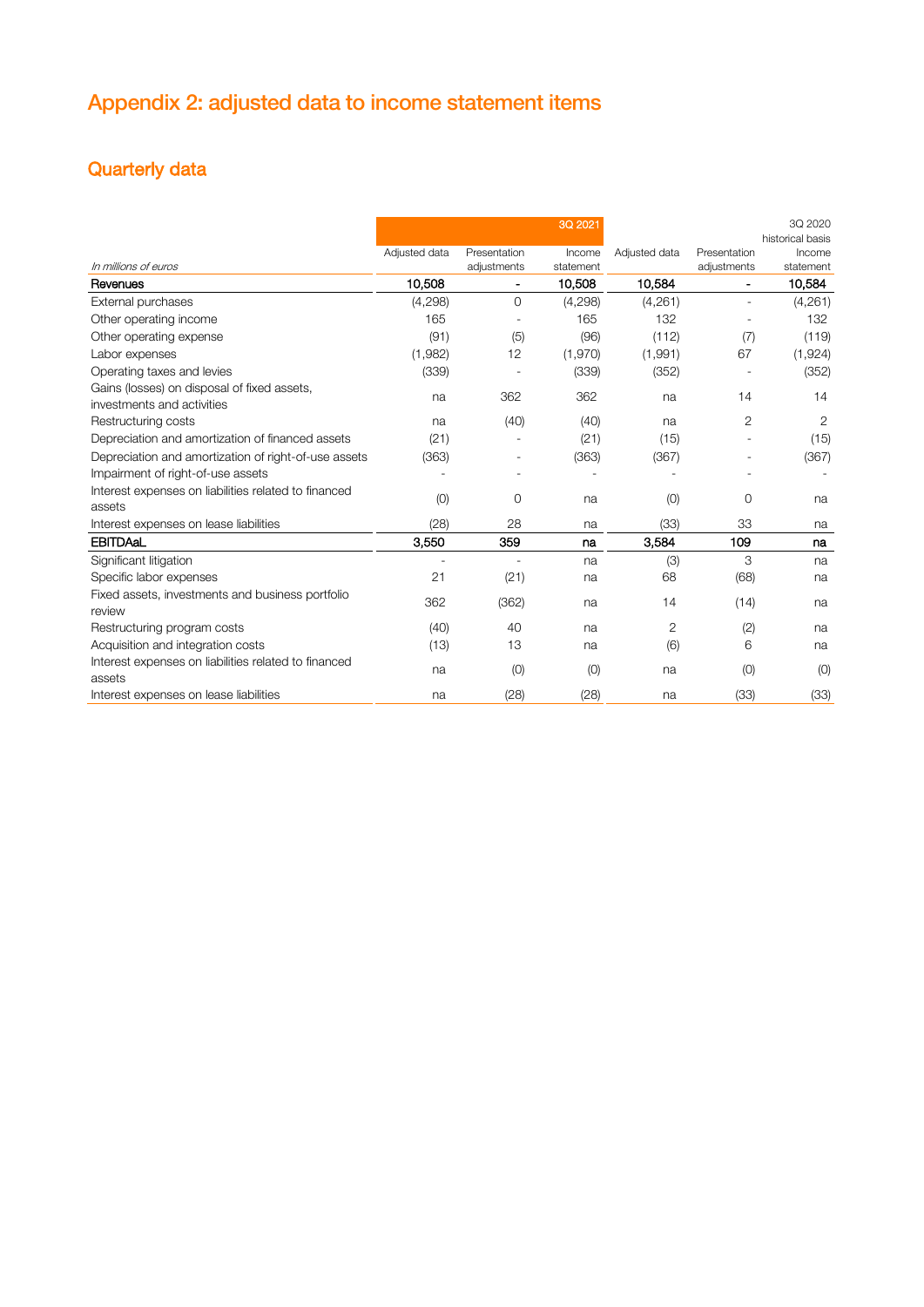# Appendix 2: adjusted data to income statement items

## Quarterly data

| *In millions of euros* | 3Q 2021 Adjusted data | 3Q 2021 Presentation adjustments | 3Q 2021 Income statement | 3Q 2020 historical basis Adjusted data | 3Q 2020 historical basis Presentation adjustments | 3Q 2020 historical basis Income statement |
|---|---|---|---|---|---|---|
| **Revenues** | **10,508** | **-** | **10,508** | **10,584** | **-** | **10,584** |
| External purchases | (4,298) | 0 | (4,298) | (4,261) | - | (4,261) |
| Other operating income | 165 | - | 165 | 132 | - | 132 |
| Other operating expense | (91) | (5) | (96) | (112) | (7) | (119) |
| Labor expenses | (1,982) | 12 | (1,970) | (1,991) | 67 | (1,924) |
| Operating taxes and levies | (339) | - | (339) | (352) | - | (352) |
| Gains (losses) on disposal of fixed assets, investments and activities | na | 362 | 362 | na | 14 | 14 |
| Restructuring costs | na | (40) | (40) | na | 2 | 2 |
| Depreciation and amortization of financed assets | (21) | - | (21) | (15) | - | (15) |
| Depreciation and amortization of right-of-use assets | (363) | - | (363) | (367) | - | (367) |
| Impairment of right-of-use assets | - | - | - | - | - | - |
| Interest expenses on liabilities related to financed assets | (0) | 0 | na | (0) | 0 | na |
| Interest expenses on lease liabilities | (28) | 28 | na | (33) | 33 | na |
| **EBITDAaL** | **3,550** | **359** | **na** | **3,584** | **109** | **na** |
| Significant litigation | - | - | na | (3) | 3 | na |
| Specific labor expenses | 21 | (21) | na | 68 | (68) | na |
| Fixed assets, investments and business portfolio review | 362 | (362) | na | 14 | (14) | na |
| Restructuring program costs | (40) | 40 | na | 2 | (2) | na |
| Acquisition and integration costs | (13) | 13 | na | (6) | 6 | na |
| Interest expenses on liabilities related to financed assets | na | (0) | (0) | na | (0) | (0) |
| Interest expenses on lease liabilities | na | (28) | (28) | na | (33) | (33) |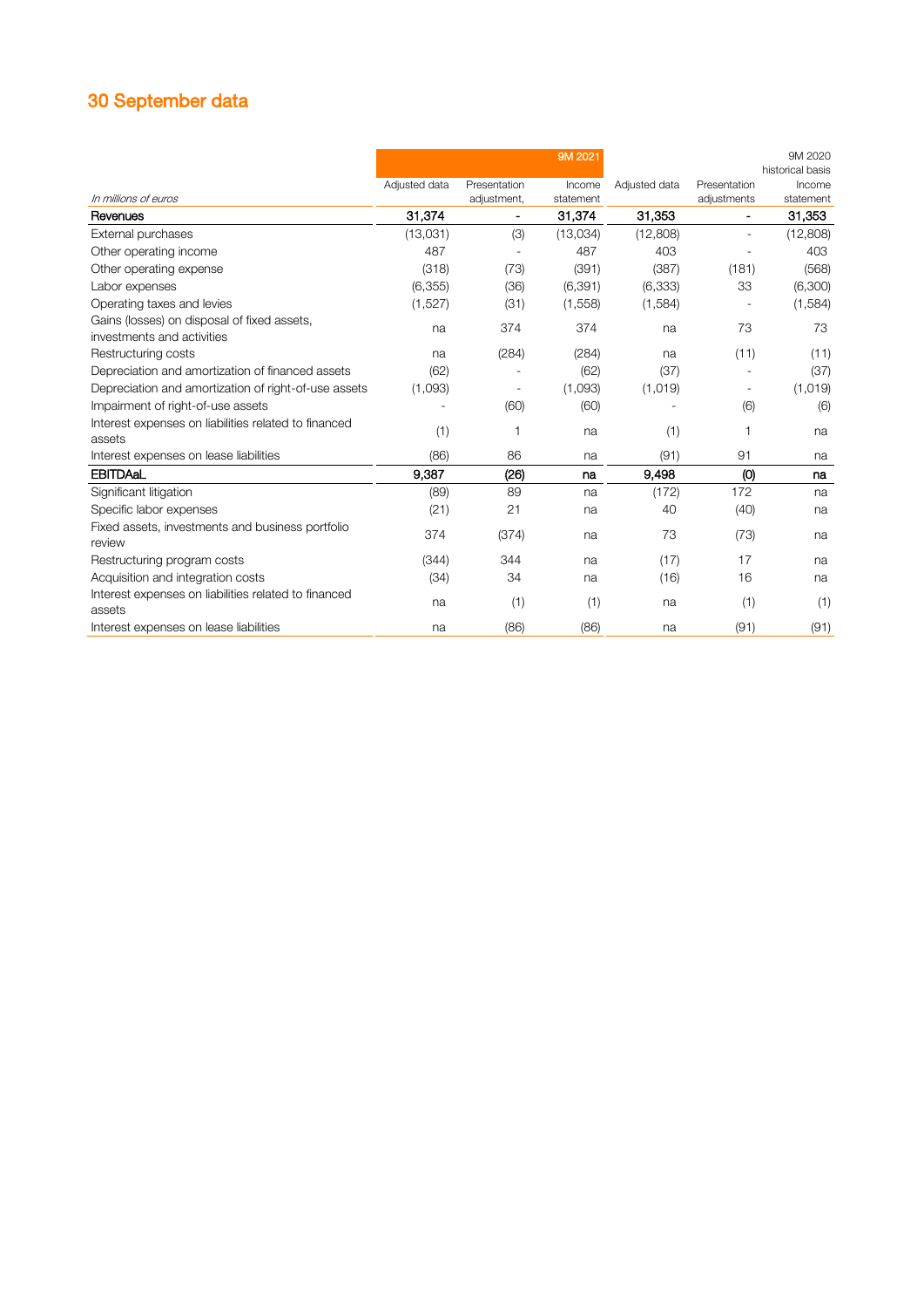# 30 September data

| In millions of euros | 9M 2021 Adjusted data | 9M 2021 Presentation adjustment, | 9M 2021 Income statement | 9M 2020 historical basis Adjusted data | 9M 2020 historical basis Presentation adjustments | 9M 2020 historical basis Income statement |
|---|---|---|---|---|---|---|
| **Revenues** | **31,374** | **-** | **31,374** | **31,353** | **-** | **31,353** |
| External purchases | (13,031) | (3) | (13,034) | (12,808) | - | (12,808) |
| Other operating income | 487 | - | 487 | 403 | - | 403 |
| Other operating expense | (318) | (73) | (391) | (387) | (181) | (568) |
| Labor expenses | (6,355) | (36) | (6,391) | (6,333) | 33 | (6,300) |
| Operating taxes and levies | (1,527) | (31) | (1,558) | (1,584) | - | (1,584) |
| Gains (losses) on disposal of fixed assets, investments and activities | na | 374 | 374 | na | 73 | 73 |
| Restructuring costs | na | (284) | (284) | na | (11) | (11) |
| Depreciation and amortization of financed assets | (62) | - | (62) | (37) | - | (37) |
| Depreciation and amortization of right-of-use assets | (1,093) | - | (1,093) | (1,019) | - | (1,019) |
| Impairment of right-of-use assets | - | (60) | (60) | - | (6) | (6) |
| Interest expenses on liabilities related to financed assets | (1) | 1 | na | (1) | 1 | na |
| Interest expenses on lease liabilities | (86) | 86 | na | (91) | 91 | na |
| **EBITDAaL** | **9,387** | **(26)** | **na** | **9,498** | **(0)** | **na** |
| Significant litigation | (89) | 89 | na | (172) | 172 | na |
| Specific labor expenses | (21) | 21 | na | 40 | (40) | na |
| Fixed assets, investments and business portfolio review | 374 | (374) | na | 73 | (73) | na |
| Restructuring program costs | (344) | 344 | na | (17) | 17 | na |
| Acquisition and integration costs | (34) | 34 | na | (16) | 16 | na |
| Interest expenses on liabilities related to financed assets | na | (1) | (1) | na | (1) | (1) |
| Interest expenses on lease liabilities | na | (86) | (86) | na | (91) | (91) |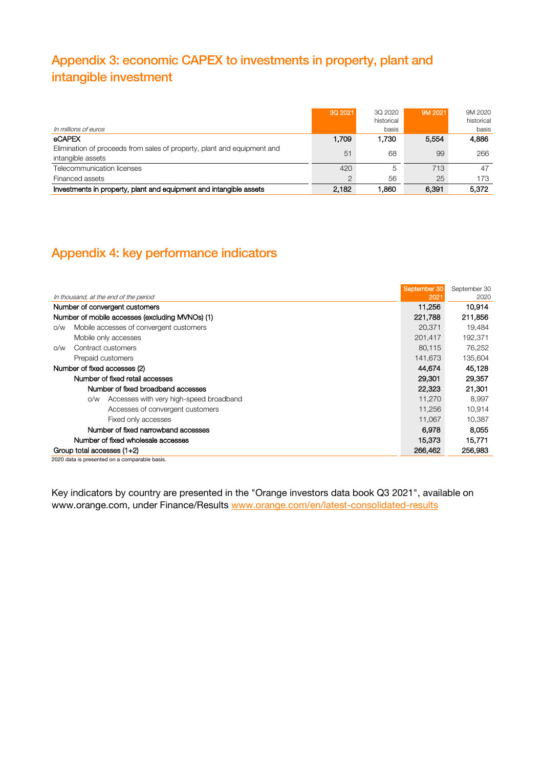## Appendix 3: economic CAPEX to investments in property, plant and intangible investment

| *In millions of euros* | 3Q 2021 | 3Q 2020 historical basis | 9M 2021 | 9M 2020 historical basis |
|---|---|---|---|---|
| **eCAPEX** | **1,709** | **1,730** | **5,554** | **4,886** |
| Elimination of proceeds from sales of property, plant and equipment and intangible assets | 51 | 68 | 99 | 266 |
| Telecommunication licenses | 420 | 5 | 713 | 47 |
| Financed assets | 2 | 56 | 25 | 173 |
| **Investments in property, plant and equipment and intangible assets** | **2,182** | **1,860** | **6,391** | **5,372** |

## Appendix 4: key performance indicators

| *In thousand, at the end of the period* | September 30 2021 | September 30 2020 |
|---|---|---|
| **Number of convergent customers** | **11,256** | **10,914** |
| **Number of mobile accesses (excluding MVNOs) (1)** | **221,788** | **211,856** |
| o/w Mobile accesses of convergent customers | 20,371 | 19,484 |
| Mobile only accesses | 201,417 | 192,371 |
| o/w Contract customers | 80,115 | 76,252 |
| Prepaid customers | 141,673 | 135,604 |
| **Number of fixed accesses (2)** | **44,674** | **45,128** |
| **Number of fixed retail accesses** | **29,301** | **29,357** |
| **Number of fixed broadband accesses** | **22,323** | **21,301** |
| o/w Accesses with very high-speed broadband | 11,270 | 8,997 |
| Accesses of convergent customers | 11,256 | 10,914 |
| Fixed only accesses | 11,067 | 10,387 |
| **Number of fixed narrowband accesses** | **6,978** | **8,055** |
| **Number of fixed wholesale accesses** | **15,373** | **15,771** |
| **Group total accesses (1+2)** | **266,462** | **256,983** |

2020 data is presented on a comparable basis.

Key indicators by country are presented in the "Orange investors data book Q3 2021", available on www.orange.com, under Finance/Results [www.orange.com/en/latest-consolidated-results](www.orange.com/en/latest-consolidated-results)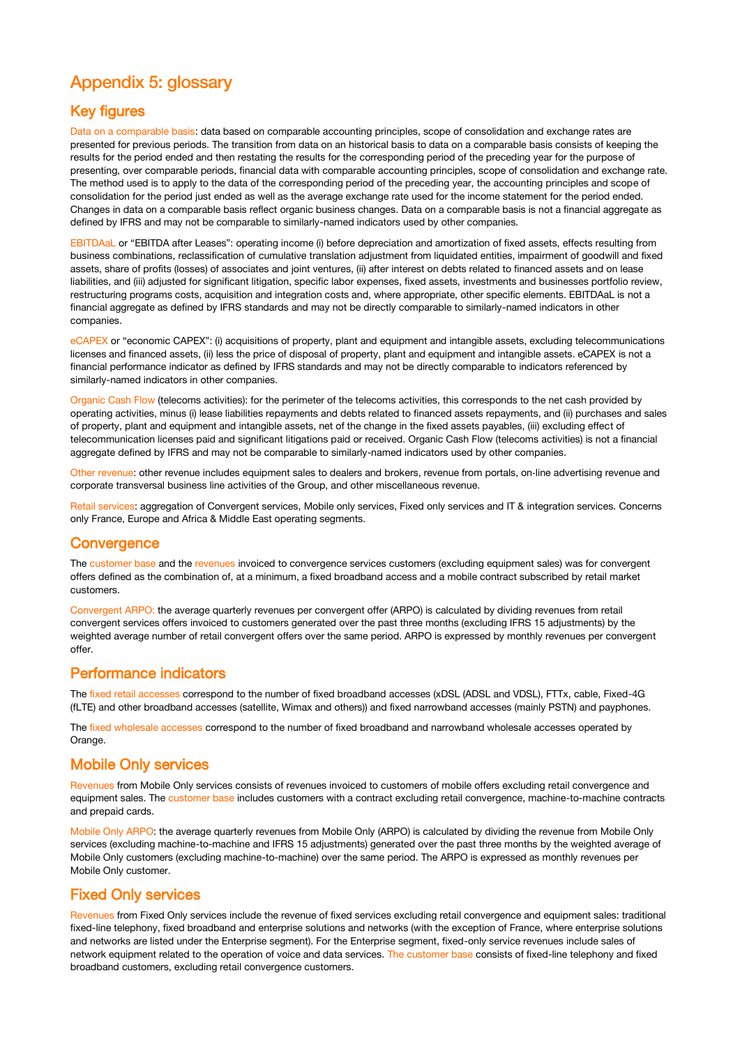# Appendix 5: glossary

## Key figures

Data on a comparable basis: data based on comparable accounting principles, scope of consolidation and exchange rates are presented for previous periods. The transition from data on an historical basis to data on a comparable basis consists of keeping the results for the period ended and then restating the results for the corresponding period of the preceding year for the purpose of presenting, over comparable periods, financial data with comparable accounting principles, scope of consolidation and exchange rate. The method used is to apply to the data of the corresponding period of the preceding year, the accounting principles and scope of consolidation for the period just ended as well as the average exchange rate used for the income statement for the period ended. Changes in data on a comparable basis reflect organic business changes. Data on a comparable basis is not a financial aggregate as defined by IFRS and may not be comparable to similarly-named indicators used by other companies.

EBITDAaL or "EBITDA after Leases": operating income (i) before depreciation and amortization of fixed assets, effects resulting from business combinations, reclassification of cumulative translation adjustment from liquidated entities, impairment of goodwill and fixed assets, share of profits (losses) of associates and joint ventures, (ii) after interest on debts related to financed assets and on lease liabilities, and (iii) adjusted for significant litigation, specific labor expenses, fixed assets, investments and businesses portfolio review, restructuring programs costs, acquisition and integration costs and, where appropriate, other specific elements. EBITDAaL is not a financial aggregate as defined by IFRS standards and may not be directly comparable to similarly-named indicators in other companies.

eCAPEX or "economic CAPEX": (i) acquisitions of property, plant and equipment and intangible assets, excluding telecommunications licenses and financed assets, (ii) less the price of disposal of property, plant and equipment and intangible assets. eCAPEX is not a financial performance indicator as defined by IFRS standards and may not be directly comparable to indicators referenced by similarly-named indicators in other companies.

Organic Cash Flow (telecoms activities): for the perimeter of the telecoms activities, this corresponds to the net cash provided by operating activities, minus (i) lease liabilities repayments and debts related to financed assets repayments, and (ii) purchases and sales of property, plant and equipment and intangible assets, net of the change in the fixed assets payables, (iii) excluding effect of telecommunication licenses paid and significant litigations paid or received. Organic Cash Flow (telecoms activities) is not a financial aggregate defined by IFRS and may not be comparable to similarly-named indicators used by other companies.

Other revenue: other revenue includes equipment sales to dealers and brokers, revenue from portals, on-line advertising revenue and corporate transversal business line activities of the Group, and other miscellaneous revenue.

Retail services: aggregation of Convergent services, Mobile only services, Fixed only services and IT & integration services. Concerns only France, Europe and Africa & Middle East operating segments.

## Convergence

The customer base and the revenues invoiced to convergence services customers (excluding equipment sales) was for convergent offers defined as the combination of, at a minimum, a fixed broadband access and a mobile contract subscribed by retail market customers.

Convergent ARPO: the average quarterly revenues per convergent offer (ARPO) is calculated by dividing revenues from retail convergent services offers invoiced to customers generated over the past three months (excluding IFRS 15 adjustments) by the weighted average number of retail convergent offers over the same period. ARPO is expressed by monthly revenues per convergent offer.

## Performance indicators

The fixed retail accesses correspond to the number of fixed broadband accesses (xDSL (ADSL and VDSL), FTTx, cable, Fixed-4G (fLTE) and other broadband accesses (satellite, Wimax and others)) and fixed narrowband accesses (mainly PSTN) and payphones.

The fixed wholesale accesses correspond to the number of fixed broadband and narrowband wholesale accesses operated by Orange.

## Mobile Only services

Revenues from Mobile Only services consists of revenues invoiced to customers of mobile offers excluding retail convergence and equipment sales. The customer base includes customers with a contract excluding retail convergence, machine-to-machine contracts and prepaid cards.

Mobile Only ARPO: the average quarterly revenues from Mobile Only (ARPO) is calculated by dividing the revenue from Mobile Only services (excluding machine-to-machine and IFRS 15 adjustments) generated over the past three months by the weighted average of Mobile Only customers (excluding machine-to-machine) over the same period. The ARPO is expressed as monthly revenues per Mobile Only customer.

## Fixed Only services

Revenues from Fixed Only services include the revenue of fixed services excluding retail convergence and equipment sales: traditional fixed-line telephony, fixed broadband and enterprise solutions and networks (with the exception of France, where enterprise solutions and networks are listed under the Enterprise segment). For the Enterprise segment, fixed-only service revenues include sales of network equipment related to the operation of voice and data services. The customer base consists of fixed-line telephony and fixed broadband customers, excluding retail convergence customers.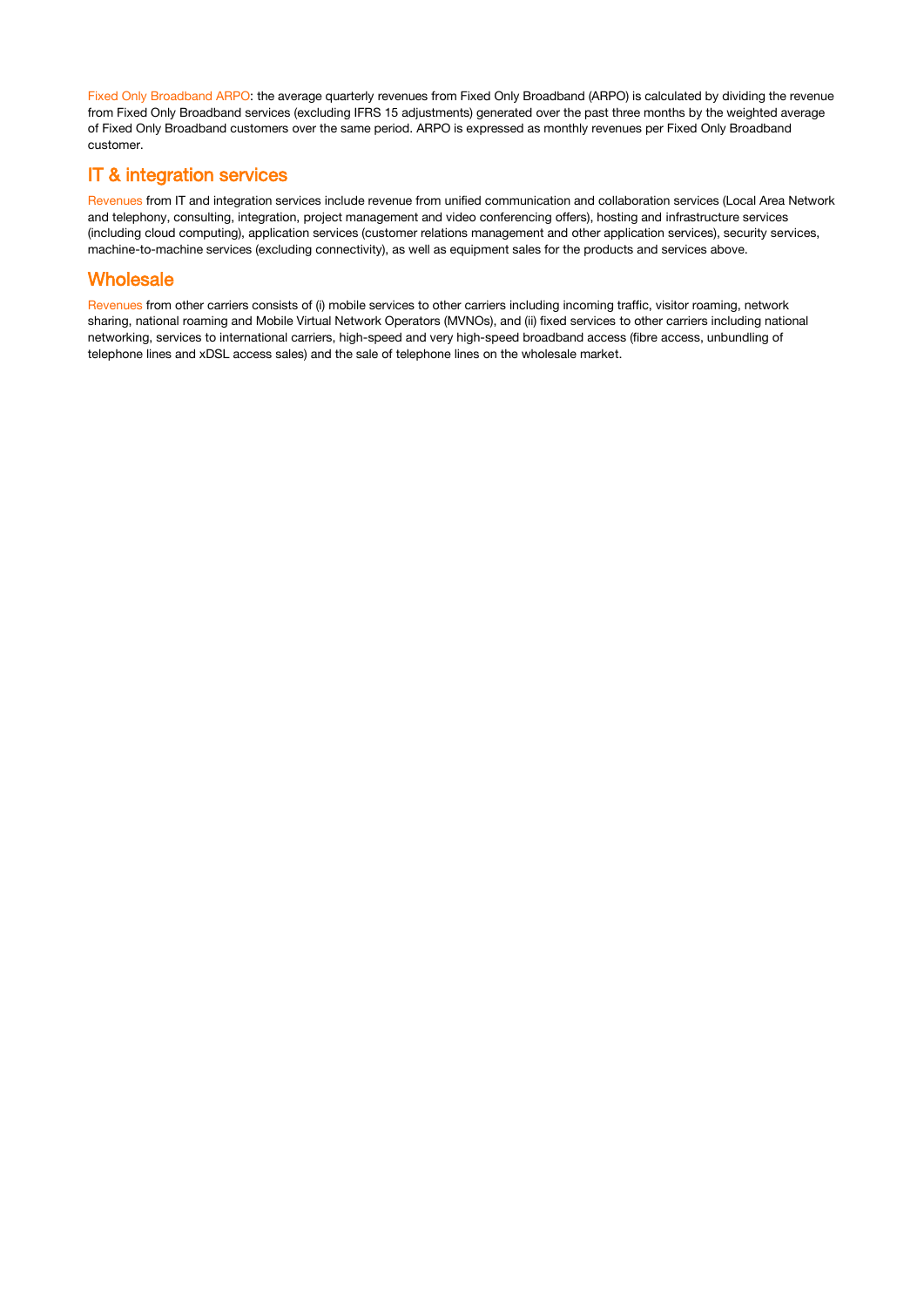Fixed Only Broadband ARPO: the average quarterly revenues from Fixed Only Broadband (ARPO) is calculated by dividing the revenue from Fixed Only Broadband services (excluding IFRS 15 adjustments) generated over the past three months by the weighted average of Fixed Only Broadband customers over the same period. ARPO is expressed as monthly revenues per Fixed Only Broadband customer.

## IT & integration services

Revenues from IT and integration services include revenue from unified communication and collaboration services (Local Area Network and telephony, consulting, integration, project management and video conferencing offers), hosting and infrastructure services (including cloud computing), application services (customer relations management and other application services), security services, machine-to-machine services (excluding connectivity), as well as equipment sales for the products and services above.

## Wholesale

Revenues from other carriers consists of (i) mobile services to other carriers including incoming traffic, visitor roaming, network sharing, national roaming and Mobile Virtual Network Operators (MVNOs), and (ii) fixed services to other carriers including national networking, services to international carriers, high-speed and very high-speed broadband access (fibre access, unbundling of telephone lines and xDSL access sales) and the sale of telephone lines on the wholesale market.